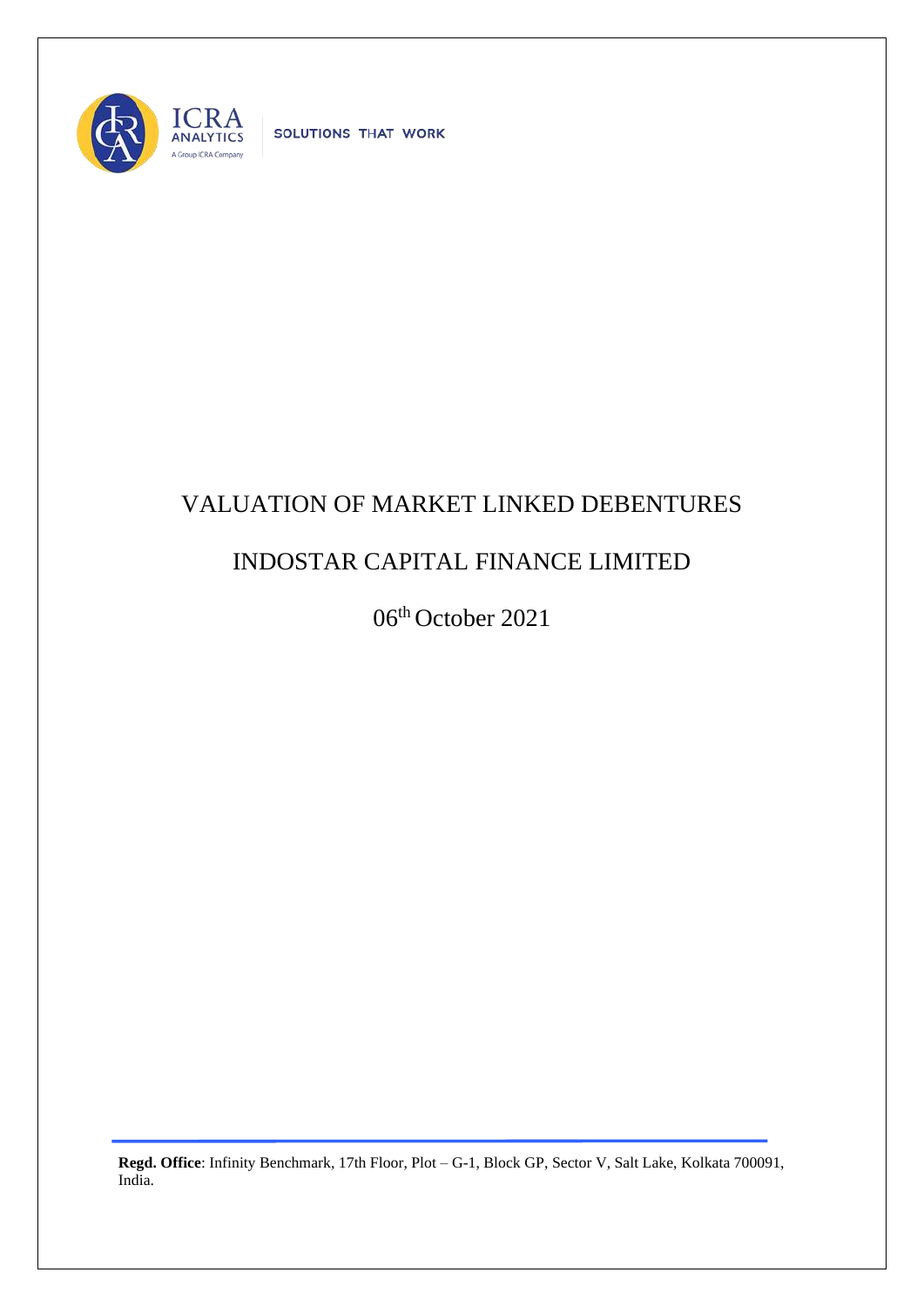SOLUTIONS THAT WORK

# VALUATION OF MARKET LINKED DEBENTURES

## INDOSTAR CAPITAL FINANCE LIMITED

06th October 2021

**Regd. Office**: Infinity Benchmark, 17th Floor, Plot – G-1, Block GP, Sector V, Salt Lake, Kolkata 700091, India.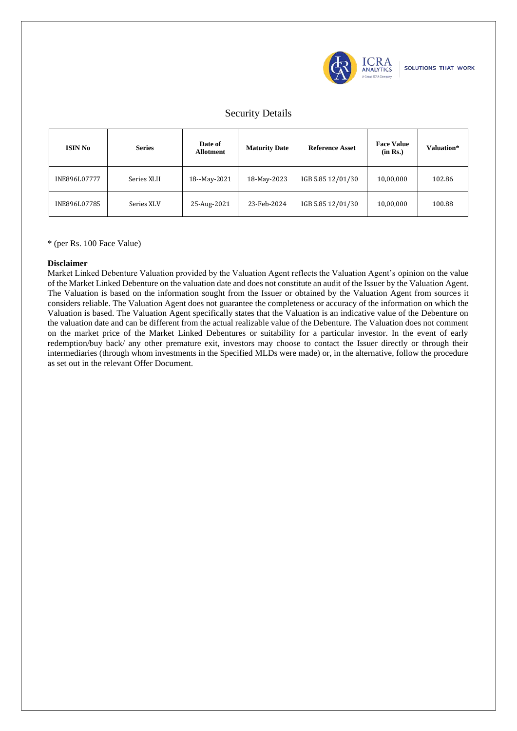## Security Details

| ISIN No | Series | Date of Allotment | Maturity Date | Reference Asset | Face Value (in Rs.) | Valuation* |
|---|---|---|---|---|---|---|
| INE896L07777 | Series XLII | 18--May-2021 | 18-May-2023 | IGB 5.85 12/01/30 | 10,00,000 | 102.86 |
| INE896L07785 | Series XLV | 25-Aug-2021 | 23-Feb-2024 | IGB 5.85 12/01/30 | 10,00,000 | 100.88 |

* (per Rs. 100 Face Value)

**Disclaimer**

Market Linked Debenture Valuation provided by the Valuation Agent reflects the Valuation Agent's opinion on the value of the Market Linked Debenture on the valuation date and does not constitute an audit of the Issuer by the Valuation Agent. The Valuation is based on the information sought from the Issuer or obtained by the Valuation Agent from sources it considers reliable. The Valuation Agent does not guarantee the completeness or accuracy of the information on which the Valuation is based. The Valuation Agent specifically states that the Valuation is an indicative value of the Debenture on the valuation date and can be different from the actual realizable value of the Debenture. The Valuation does not comment on the market price of the Market Linked Debentures or suitability for a particular investor. In the event of early redemption/buy back/ any other premature exit, investors may choose to contact the Issuer directly or through their intermediaries (through whom investments in the Specified MLDs were made) or, in the alternative, follow the procedure as set out in the relevant Offer Document.